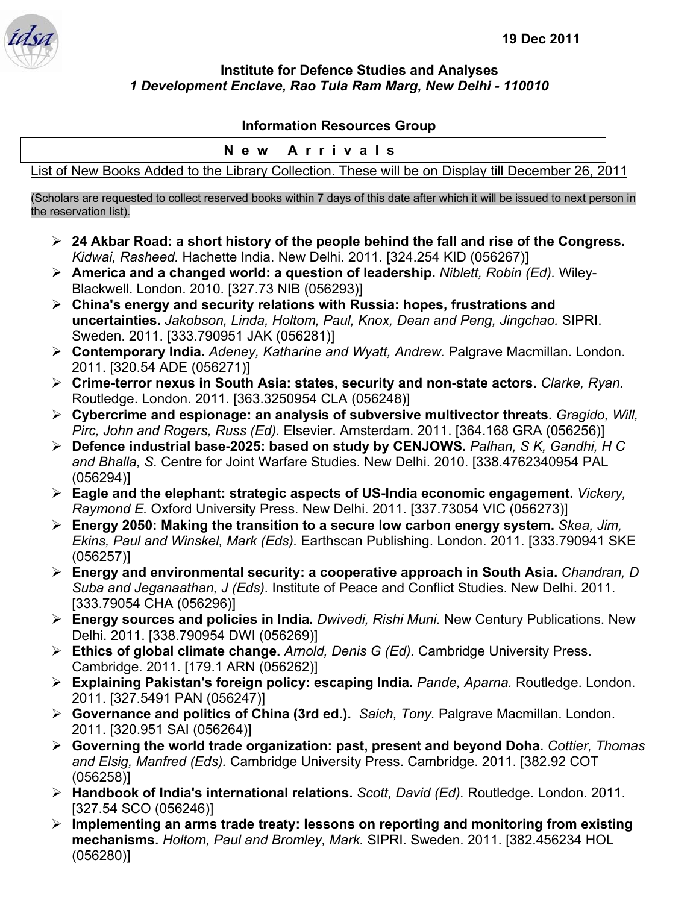19 Dec 2011

**Institute for Defence Studies and Analyses**
***1 Development Enclave, Rao Tula Ram Marg, New Delhi - 110010***

**Information Resources Group**

**N e w   A r r i v a l s**

List of New Books Added to the Library Collection. These will be on Display till December 26, 2011

(Scholars are requested to collect reserved books within 7 days of this date after which it will be issued to next person in the reservation list).

- **24 Akbar Road: a short history of the people behind the fall and rise of the Congress.** *Kidwai, Rasheed.* Hachette India. New Delhi. 2011. [324.254 KID (056267)]
- **America and a changed world: a question of leadership.** *Niblett, Robin (Ed).* Wiley-Blackwell. London. 2010. [327.73 NIB (056293)]
- **China's energy and security relations with Russia: hopes, frustrations and uncertainties.** *Jakobson, Linda, Holtom, Paul, Knox, Dean and Peng, Jingchao.* SIPRI. Sweden. 2011. [333.790951 JAK (056281)]
- **Contemporary India.** *Adeney, Katharine and Wyatt, Andrew.* Palgrave Macmillan. London. 2011. [320.54 ADE (056271)]
- **Crime-terror nexus in South Asia: states, security and non-state actors.** *Clarke, Ryan.* Routledge. London. 2011. [363.3250954 CLA (056248)]
- **Cybercrime and espionage: an analysis of subversive multivector threats.** *Gragido, Will, Pirc, John and Rogers, Russ (Ed).* Elsevier. Amsterdam. 2011. [364.168 GRA (056256)]
- **Defence industrial base-2025: based on study by CENJOWS.** *Palhan, S K, Gandhi, H C and Bhalla, S.* Centre for Joint Warfare Studies. New Delhi. 2010. [338.4762340954 PAL (056294)]
- **Eagle and the elephant: strategic aspects of US-India economic engagement.** *Vickery, Raymond E.* Oxford University Press. New Delhi. 2011. [337.73054 VIC (056273)]
- **Energy 2050: Making the transition to a secure low carbon energy system.** *Skea, Jim, Ekins, Paul and Winskel, Mark (Eds).* Earthscan Publishing. London. 2011. [333.790941 SKE (056257)]
- **Energy and environmental security: a cooperative approach in South Asia.** *Chandran, D Suba and Jeganaathan, J (Eds).* Institute of Peace and Conflict Studies. New Delhi. 2011. [333.79054 CHA (056296)]
- **Energy sources and policies in India.** *Dwivedi, Rishi Muni.* New Century Publications. New Delhi. 2011. [338.790954 DWI (056269)]
- **Ethics of global climate change.** *Arnold, Denis G (Ed).* Cambridge University Press. Cambridge. 2011. [179.1 ARN (056262)]
- **Explaining Pakistan's foreign policy: escaping India.** *Pande, Aparna.* Routledge. London. 2011. [327.5491 PAN (056247)]
- **Governance and politics of China (3rd ed.).** *Saich, Tony.* Palgrave Macmillan. London. 2011. [320.951 SAI (056264)]
- **Governing the world trade organization: past, present and beyond Doha.** *Cottier, Thomas and Elsig, Manfred (Eds).* Cambridge University Press. Cambridge. 2011. [382.92 COT (056258)]
- **Handbook of India's international relations.** *Scott, David (Ed).* Routledge. London. 2011. [327.54 SCO (056246)]
- **Implementing an arms trade treaty: lessons on reporting and monitoring from existing mechanisms.** *Holtom, Paul and Bromley, Mark.* SIPRI. Sweden. 2011. [382.456234 HOL (056280)]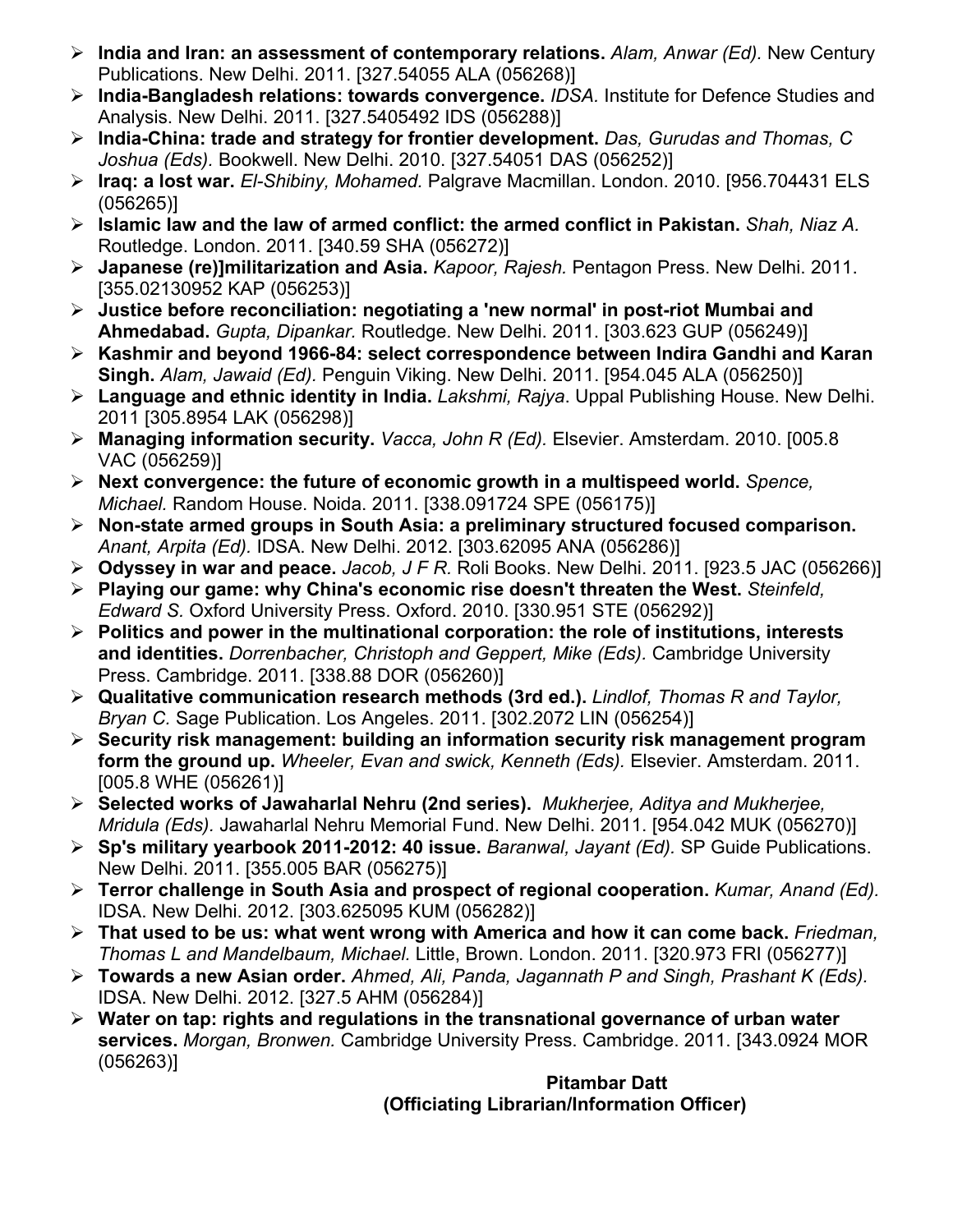- **India and Iran: an assessment of contemporary relations.** *Alam, Anwar (Ed).* New Century Publications. New Delhi. 2011. [327.54055 ALA (056268)]
- **India-Bangladesh relations: towards convergence.** *IDSA.* Institute for Defence Studies and Analysis. New Delhi. 2011. [327.5405492 IDS (056288)]
- **India-China: trade and strategy for frontier development.** *Das, Gurudas and Thomas, C Joshua (Eds).* Bookwell. New Delhi. 2010. [327.54051 DAS (056252)]
- **Iraq: a lost war.** *El-Shibiny, Mohamed.* Palgrave Macmillan. London. 2010. [956.704431 ELS (056265)]
- **Islamic law and the law of armed conflict: the armed conflict in Pakistan.** *Shah, Niaz A.* Routledge. London. 2011. [340.59 SHA (056272)]
- **Japanese (re)]militarization and Asia.** *Kapoor, Rajesh.* Pentagon Press. New Delhi. 2011. [355.02130952 KAP (056253)]
- **Justice before reconciliation: negotiating a 'new normal' in post-riot Mumbai and Ahmedabad.** *Gupta, Dipankar.* Routledge. New Delhi. 2011. [303.623 GUP (056249)]
- **Kashmir and beyond 1966-84: select correspondence between Indira Gandhi and Karan Singh.** *Alam, Jawaid (Ed).* Penguin Viking. New Delhi. 2011. [954.045 ALA (056250)]
- **Language and ethnic identity in India.** *Lakshmi, Rajya*. Uppal Publishing House. New Delhi. 2011 [305.8954 LAK (056298)]
- **Managing information security.** *Vacca, John R (Ed).* Elsevier. Amsterdam. 2010. [005.8 VAC (056259)]
- **Next convergence: the future of economic growth in a multispeed world.** *Spence, Michael.* Random House. Noida. 2011. [338.091724 SPE (056175)]
- **Non-state armed groups in South Asia: a preliminary structured focused comparison.** *Anant, Arpita (Ed).* IDSA. New Delhi. 2012. [303.62095 ANA (056286)]
- **Odyssey in war and peace.** *Jacob, J F R.* Roli Books. New Delhi. 2011. [923.5 JAC (056266)]
- **Playing our game: why China's economic rise doesn't threaten the West.** *Steinfeld, Edward S.* Oxford University Press. Oxford. 2010. [330.951 STE (056292)]
- **Politics and power in the multinational corporation: the role of institutions, interests and identities.** *Dorrenbacher, Christoph and Geppert, Mike (Eds).* Cambridge University Press. Cambridge. 2011. [338.88 DOR (056260)]
- **Qualitative communication research methods (3rd ed.).** *Lindlof, Thomas R and Taylor, Bryan C.* Sage Publication. Los Angeles. 2011. [302.2072 LIN (056254)]
- **Security risk management: building an information security risk management program form the ground up.** *Wheeler, Evan and swick, Kenneth (Eds).* Elsevier. Amsterdam. 2011. [005.8 WHE (056261)]
- **Selected works of Jawaharlal Nehru (2nd series).** *Mukherjee, Aditya and Mukherjee, Mridula (Eds).* Jawaharlal Nehru Memorial Fund. New Delhi. 2011. [954.042 MUK (056270)]
- **Sp's military yearbook 2011-2012: 40 issue.** *Baranwal, Jayant (Ed).* SP Guide Publications. New Delhi. 2011. [355.005 BAR (056275)]
- **Terror challenge in South Asia and prospect of regional cooperation.** *Kumar, Anand (Ed).* IDSA. New Delhi. 2012. [303.625095 KUM (056282)]
- **That used to be us: what went wrong with America and how it can come back.** *Friedman, Thomas L and Mandelbaum, Michael.* Little, Brown. London. 2011. [320.973 FRI (056277)]
- **Towards a new Asian order.** *Ahmed, Ali, Panda, Jagannath P and Singh, Prashant K (Eds).* IDSA. New Delhi. 2012. [327.5 AHM (056284)]
- **Water on tap: rights and regulations in the transnational governance of urban water services.** *Morgan, Bronwen.* Cambridge University Press. Cambridge. 2011. [343.0924 MOR (056263)]

**Pitambar Datt**
**(Officiating Librarian/Information Officer)**